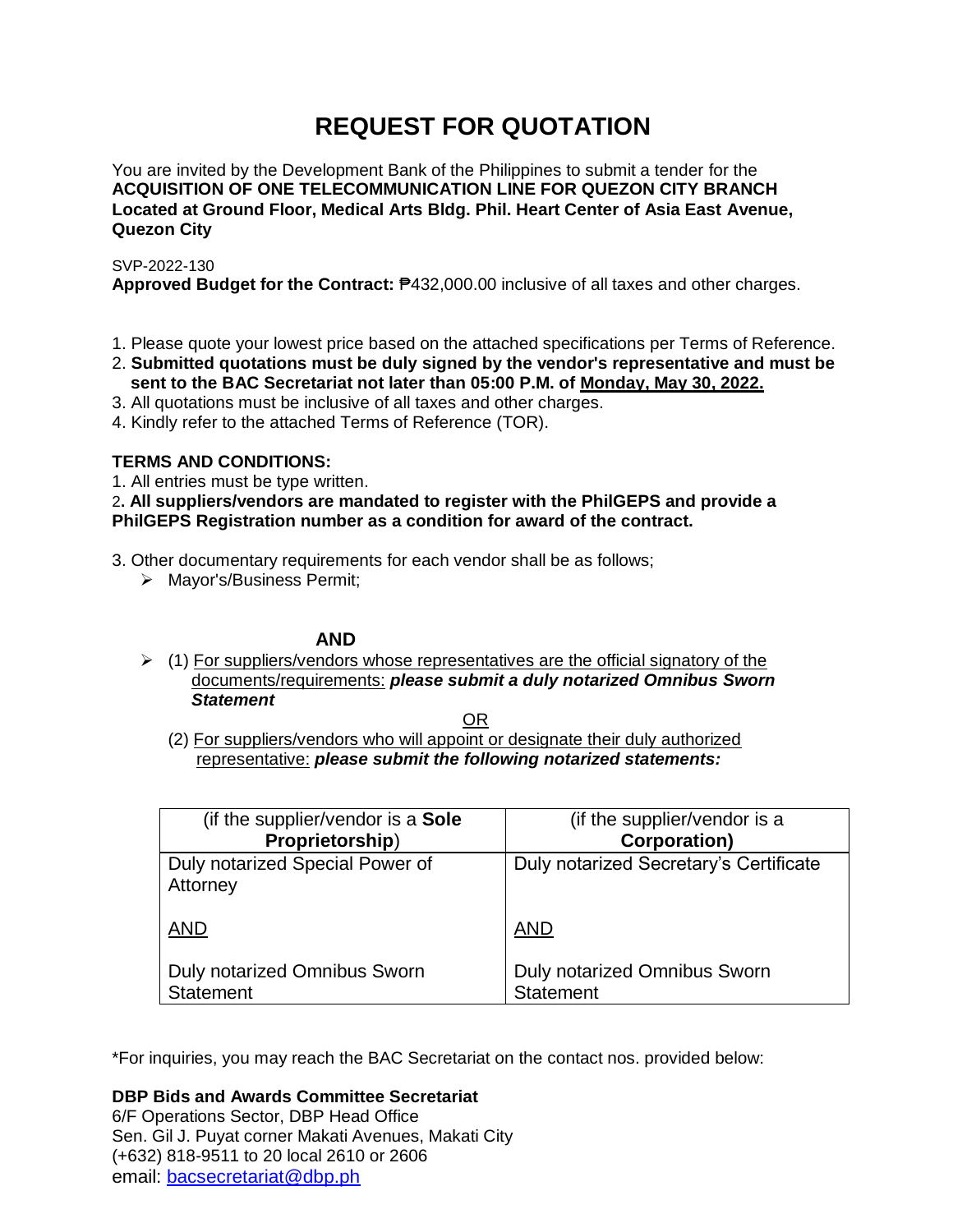# REQUEST FOR QUOTATION

You are invited by the Development Bank of the Philippines to submit a tender for the **ACQUISITION OF ONE TELECOMMUNICATION LINE FOR QUEZON CITY BRANCH Located at Ground Floor, Medical Arts Bldg. Phil. Heart Center of Asia East Avenue, Quezon City**

SVP-2022-130

**Approved Budget for the Contract:** ₱432,000.00 inclusive of all taxes and other charges.

1. Please quote your lowest price based on the attached specifications per Terms of Reference.
2. **Submitted quotations must be duly signed by the vendor's representative and must be sent to the BAC Secretariat not later than 05:00 P.M. of Monday, May 30, 2022.**
3. All quotations must be inclusive of all taxes and other charges.
4. Kindly refer to the attached Terms of Reference (TOR).

**TERMS AND CONDITIONS:**

1. All entries must be type written.
2. **All suppliers/vendors are mandated to register with the PhilGEPS and provide a PhilGEPS Registration number as a condition for award of the contract.**
3. Other documentary requirements for each vendor shall be as follows;
   - Mayor's/Business Permit;

**AND**

- (1) For suppliers/vendors whose representatives are the official signatory of the documents/requirements: ***please submit a duly notarized Omnibus Sworn Statement***

OR

(2) For suppliers/vendors who will appoint or designate their duly authorized representative: ***please submit the following notarized statements:***

| (if the supplier/vendor is a **Sole Proprietorship**) | (if the supplier/vendor is a **Corporation)** |
|---|---|
| Duly notarized Special Power of Attorney<br><br>AND<br><br>Duly notarized Omnibus Sworn Statement | Duly notarized Secretary's Certificate<br><br>AND<br><br>Duly notarized Omnibus Sworn Statement |

*For inquiries, you may reach the BAC Secretariat on the contact nos. provided below:

**DBP Bids and Awards Committee Secretariat**
6/F Operations Sector, DBP Head Office
Sen. Gil J. Puyat corner Makati Avenues, Makati City
(+632) 818-9511 to 20 local 2610 or 2606
email: bacsecretariat@dbp.ph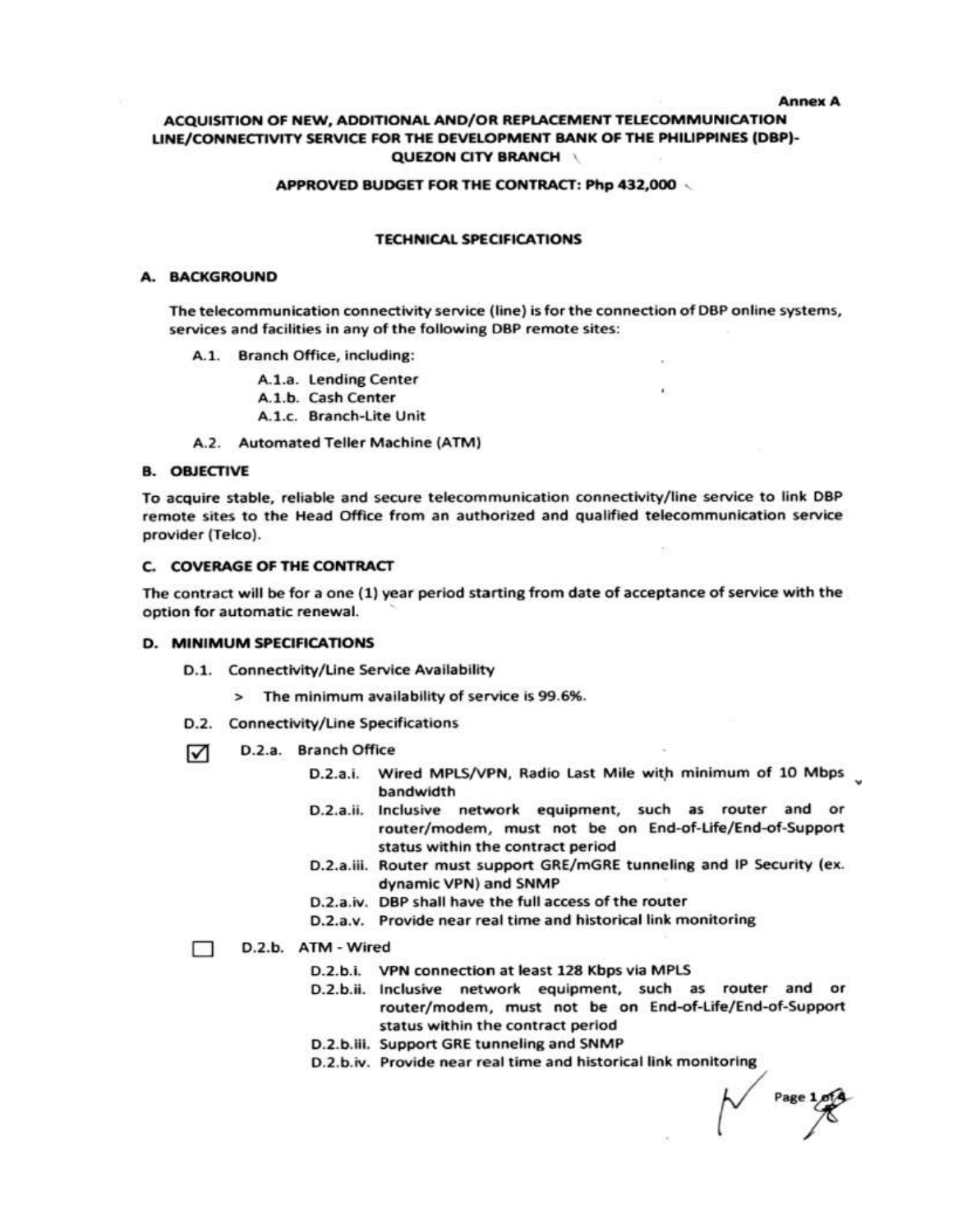Annex A

# ACQUISITION OF NEW, ADDITIONAL AND/OR REPLACEMENT TELECOMMUNICATION LINE/CONNECTIVITY SERVICE FOR THE DEVELOPMENT BANK OF THE PHILIPPINES (DBP)-QUEZON CITY BRANCH

## APPROVED BUDGET FOR THE CONTRACT: Php 432,000

## TECHNICAL SPECIFICATIONS

### A. BACKGROUND

The telecommunication connectivity service (line) is for the connection of DBP online systems, services and facilities in any of the following DBP remote sites:

- A.1. Branch Office, including:
  - A.1.a. Lending Center
  - A.1.b. Cash Center
  - A.1.c. Branch-Lite Unit
- A.2. Automated Teller Machine (ATM)

### B. OBJECTIVE

To acquire stable, reliable and secure telecommunication connectivity/line service to link DBP remote sites to the Head Office from an authorized and qualified telecommunication service provider (Telco).

### C. COVERAGE OF THE CONTRACT

The contract will be for a one (1) year period starting from date of acceptance of service with the option for automatic renewal.

### D. MINIMUM SPECIFICATIONS

- D.1. Connectivity/Line Service Availability
  - > The minimum availability of service is 99.6%.
- D.2. Connectivity/Line Specifications

☑ D.2.a. Branch Office

- D.2.a.i. Wired MPLS/VPN, Radio Last Mile with minimum of 10 Mbps bandwidth
- D.2.a.ii. Inclusive network equipment, such as router and or router/modem, must not be on End-of-Life/End-of-Support status within the contract period
- D.2.a.iii. Router must support GRE/mGRE tunneling and IP Security (ex. dynamic VPN) and SNMP
- D.2.a.iv. DBP shall have the full access of the router
- D.2.a.v. Provide near real time and historical link monitoring

☐ D.2.b. ATM - Wired

- D.2.b.i. VPN connection at least 128 Kbps via MPLS
- D.2.b.ii. Inclusive network equipment, such as router and or router/modem, must not be on End-of-Life/End-of-Support status within the contract period
- D.2.b.iii. Support GRE tunneling and SNMP
- D.2.b.iv. Provide near real time and historical link monitoring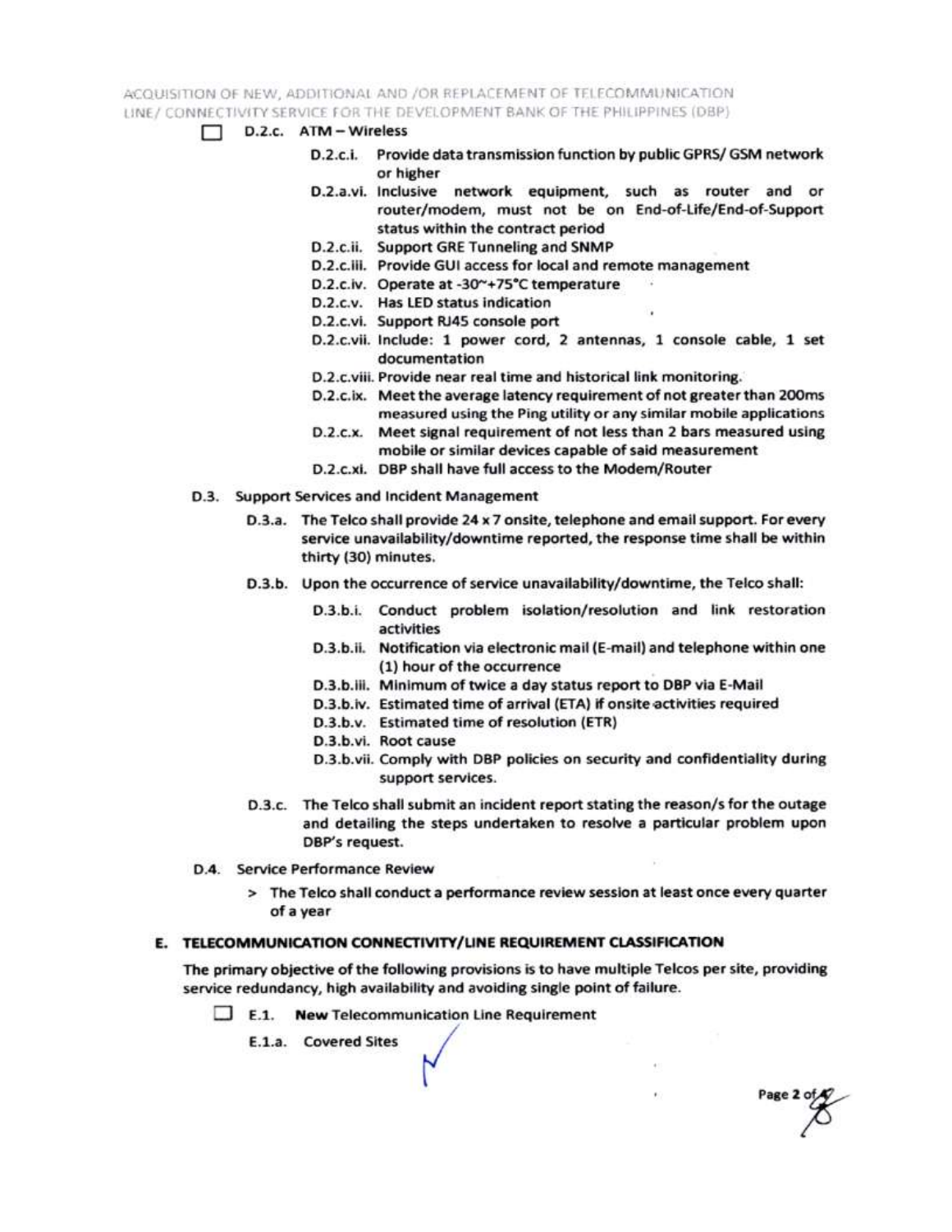☐ D.2.c. ATM – Wireless

- D.2.c.i. Provide data transmission function by public GPRS/ GSM network or higher
- D.2.a.vi. Inclusive network equipment, such as router and or router/modem, must not be on End-of-Life/End-of-Support status within the contract period
- D.2.c.ii. Support GRE Tunneling and SNMP
- D.2.c.iii. Provide GUI access for local and remote management
- D.2.c.iv. Operate at -30~+75°C temperature
- D.2.c.v. Has LED status indication
- D.2.c.vi. Support RJ45 console port
- D.2.c.vii. Include: 1 power cord, 2 antennas, 1 console cable, 1 set documentation
- D.2.c.viii. Provide near real time and historical link monitoring.
- D.2.c.ix. Meet the average latency requirement of not greater than 200ms measured using the Ping utility or any similar mobile applications
- D.2.c.x. Meet signal requirement of not less than 2 bars measured using mobile or similar devices capable of said measurement
- D.2.c.xi. DBP shall have full access to the Modem/Router

D.3. Support Services and Incident Management

D.3.a. The Telco shall provide 24 x 7 onsite, telephone and email support. For every service unavailability/downtime reported, the response time shall be within thirty (30) minutes.

D.3.b. Upon the occurrence of service unavailability/downtime, the Telco shall:

- D.3.b.i. Conduct problem isolation/resolution and link restoration activities
- D.3.b.ii. Notification via electronic mail (E-mail) and telephone within one (1) hour of the occurrence
- D.3.b.iii. Minimum of twice a day status report to DBP via E-Mail
- D.3.b.iv. Estimated time of arrival (ETA) if onsite activities required
- D.3.b.v. Estimated time of resolution (ETR)
- D.3.b.vi. Root cause
- D.3.b.vii. Comply with DBP policies on security and confidentiality during support services.

D.3.c. The Telco shall submit an incident report stating the reason/s for the outage and detailing the steps undertaken to resolve a particular problem upon DBP's request.

D.4. Service Performance Review

> The Telco shall conduct a performance review session at least once every quarter of a year

## E. TELECOMMUNICATION CONNECTIVITY/LINE REQUIREMENT CLASSIFICATION

The primary objective of the following provisions is to have multiple Telcos per site, providing service redundancy, high availability and avoiding single point of failure.

☐ E.1. **New** Telecommunication Line Requirement

E.1.a. Covered Sites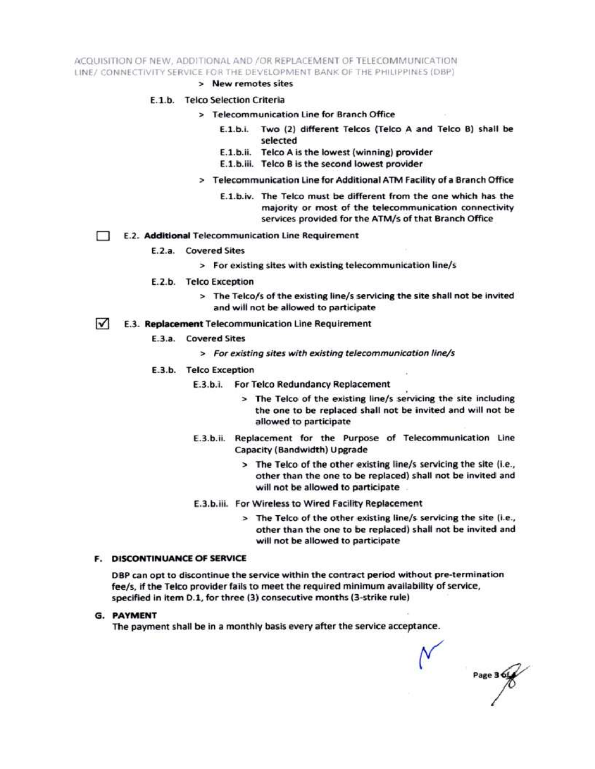> New remotes sites

E.1.b. Telco Selection Criteria

> Telecommunication Line for Branch Office

E.1.b.i. Two (2) different Telcos (Telco A and Telco B) shall be selected

E.1.b.ii. Telco A is the lowest (winning) provider

E.1.b.iii. Telco B is the second lowest provider

> Telecommunication Line for Additional ATM Facility of a Branch Office

E.1.b.iv. The Telco must be different from the one which has the majority or most of the telecommunication connectivity services provided for the ATM/s of that Branch Office

☐ E.2. **Additional** Telecommunication Line Requirement

E.2.a. Covered Sites

> For existing sites with existing telecommunication line/s

E.2.b. Telco Exception

> The Telco/s of the existing line/s servicing the site shall not be invited and will not be allowed to participate

☑ E.3. **Replacement** Telecommunication Line Requirement

E.3.a. Covered Sites

> *For existing sites with existing telecommunication line/s*

E.3.b. Telco Exception

E.3.b.i. For Telco Redundancy Replacement

> The Telco of the existing line/s servicing the site including the one to be replaced shall not be invited and will not be allowed to participate

E.3.b.ii. Replacement for the Purpose of Telecommunication Line Capacity (Bandwidth) Upgrade

> The Telco of the other existing line/s servicing the site (i.e., other than the one to be replaced) shall not be invited and will not be allowed to participate

E.3.b.iii. For Wireless to Wired Facility Replacement

> The Telco of the other existing line/s servicing the site (i.e., other than the one to be replaced) shall not be invited and will not be allowed to participate

## F. DISCONTINUANCE OF SERVICE

DBP can opt to discontinue the service within the contract period without pre-termination fee/s, if the Telco provider fails to meet the required minimum availability of service, specified in item D.1, for three (3) consecutive months (3-strike rule)

## G. PAYMENT

The payment shall be in a monthly basis every after the service acceptance.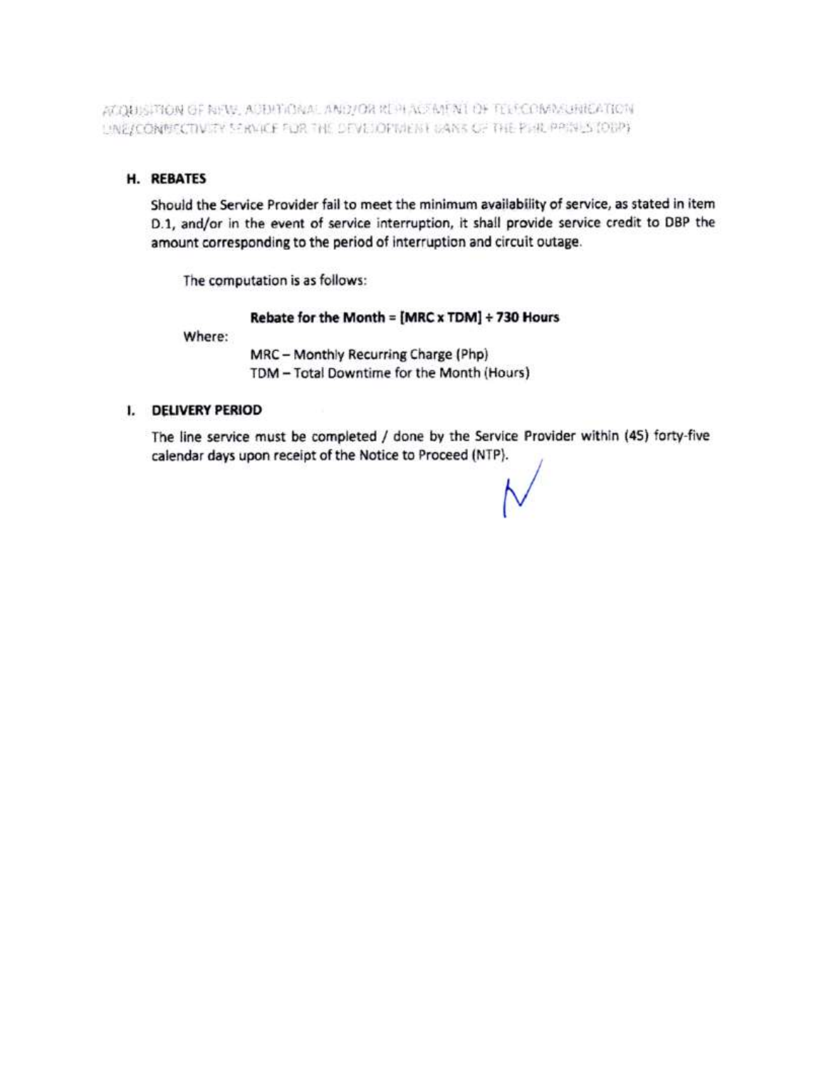## H. REBATES

Should the Service Provider fail to meet the minimum availability of service, as stated in item D.1, and/or in the event of service interruption, it shall provide service credit to DBP the amount corresponding to the period of interruption and circuit outage.

The computation is as follows:

**Rebate for the Month = [MRC x TDM] ÷ 730 Hours**

Where:

MRC – Monthly Recurring Charge (Php)
TDM – Total Downtime for the Month (Hours)

## I. DELIVERY PERIOD

The line service must be completed / done by the Service Provider within (45) forty-five calendar days upon receipt of the Notice to Proceed (NTP).